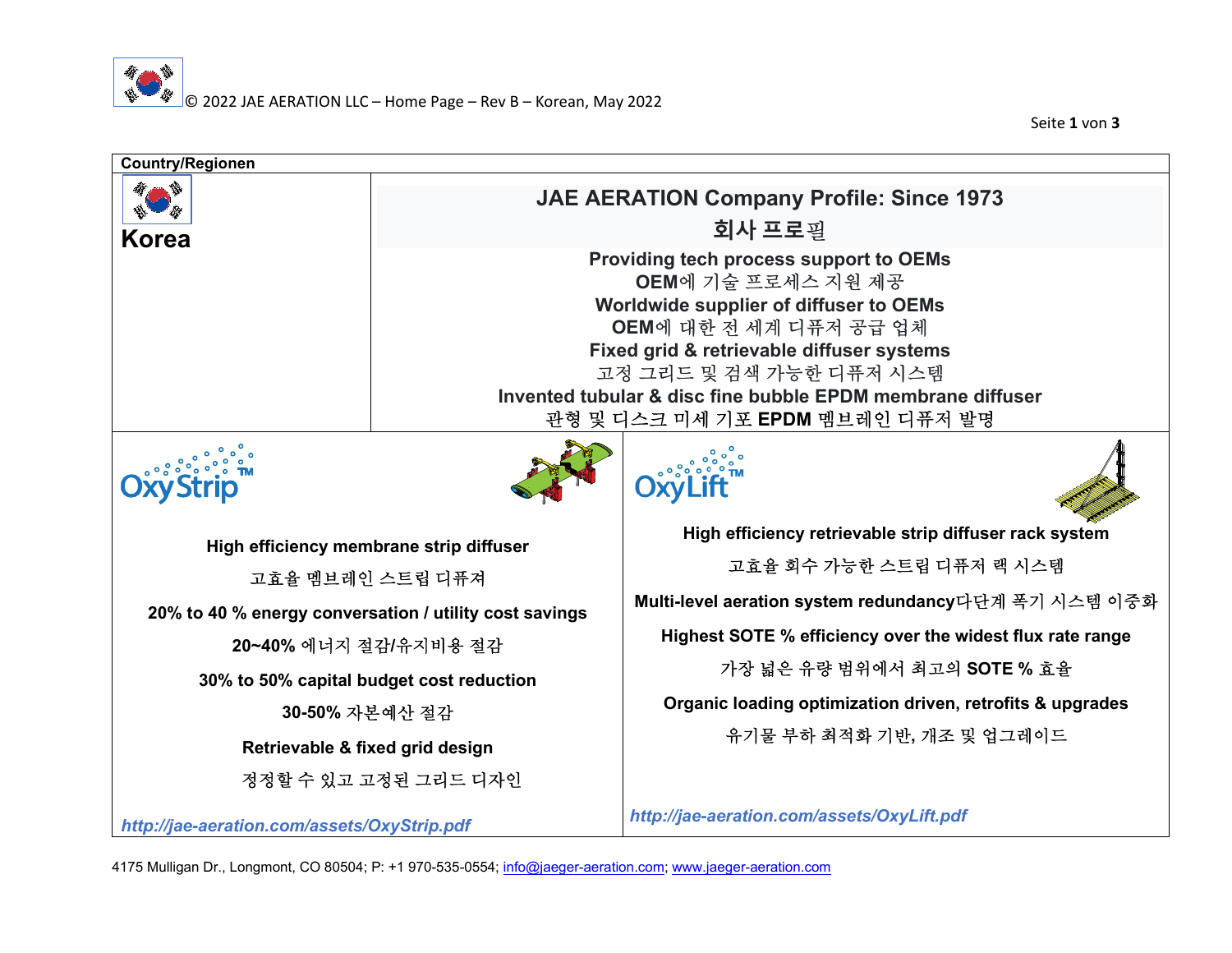**Country/Regionen**

**Korea**

## JAE AERATION Company Profile: Since 1973

## 회사 프로필

**Providing tech process support to OEMs**

**OEM**에 기술 프로세스 지원 제공

**Worldwide supplier of diffuser to OEMs**

**OEM**에 대한 전 세계 디퓨저 공급 업체

**Fixed grid & retrievable diffuser systems**

고정 그리드 및 검색 가능한 디퓨저 시스템

**Invented tubular & disc fine bubble EPDM membrane diffuser**

관형 및 디스크 미세 기포 **EPDM** 멤브레인 디퓨저 발명

---

### OxyStrip™

**High efficiency membrane strip diffuser**

고효율 멤브레인 스트립 디퓨져

**20% to 40 % energy conversation / utility cost savings**

**20~40%** 에너지 절감**/**유지비용 절감

**30% to 50% capital budget cost reduction**

**30-50%** 자본예산 절감

**Retrievable & fixed grid design**

정정할 수 있고 고정된 그리드 디자인

*http://jae-aeration.com/assets/OxyStrip.pdf*

---

### OxyLift™

**High efficiency retrievable strip diffuser rack system**

고효율 회수 가능한 스트립 디퓨저 랙 시스템

**Multi-level aeration system redundancy**다단계 폭기 시스템 이중화

**Highest SOTE % efficiency over the widest flux rate range**

가장 넓은 유량 범위에서 최고의 **SOTE %** 효율

**Organic loading optimization driven, retrofits & upgrades**

유기물 부하 최적화 기반**,** 개조 및 업그레이드

*http://jae-aeration.com/assets/OxyLift.pdf*

---

4175 Mulligan Dr., Longmont, CO 80504; P: +1 970-535-0554; info@jaeger-aeration.com; www.jaeger-aeration.com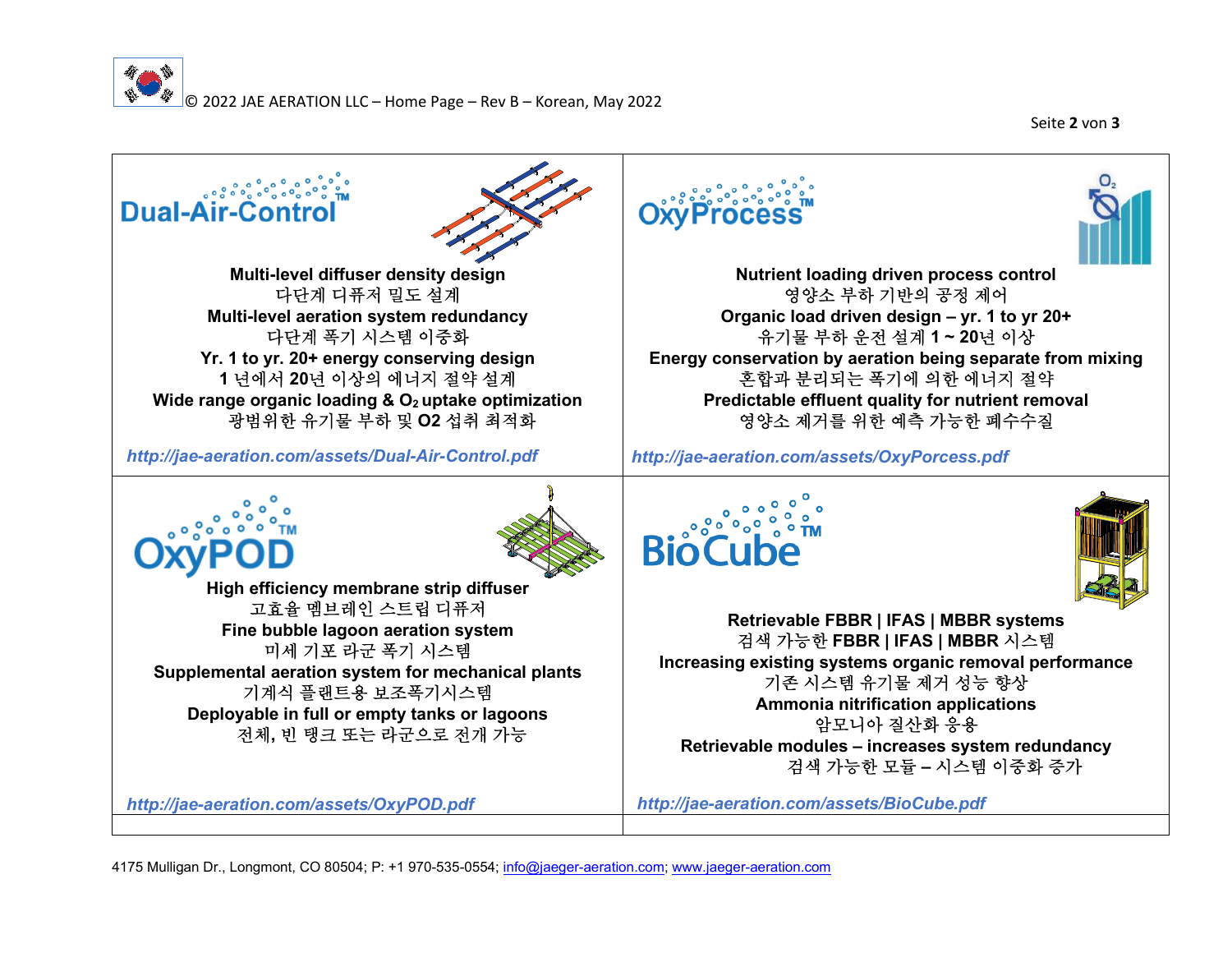## Dual-Air-Control™

**Multi-level diffuser density design**
다단계 디퓨저 밀도 설계
**Multi-level aeration system redundancy**
다단계 폭기 시스템 이중화
**Yr. 1 to yr. 20+ energy conserving design**
1 년에서 20년 이상의 에너지 절약 설계
**Wide range organic loading & $O_2$ uptake optimization**
광범위한 유기물 부하 및 O2 섭취 최적화

*http://jae-aeration.com/assets/Dual-Air-Control.pdf*

## OxyProcess™

**Nutrient loading driven process control**
영양소 부하 기반의 공정 제어
**Organic load driven design – yr. 1 to yr 20+**
유기물 부하 운전 설계 1 ~ 20년 이상
**Energy conservation by aeration being separate from mixing**
혼합과 분리되는 폭기에 의한 에너지 절약
**Predictable effluent quality for nutrient removal**
영양소 제거를 위한 예측 가능한 폐수수질

*http://jae-aeration.com/assets/OxyPorcess.pdf*

## OxyPOD™

**High efficiency membrane strip diffuser**
고효율 멤브레인 스트립 디퓨저
**Fine bubble lagoon aeration system**
미세 기포 라군 폭기 시스템
**Supplemental aeration system for mechanical plants**
기계식 플랜트용 보조폭기시스템
**Deployable in full or empty tanks or lagoons**
전체, 빈 탱크 또는 라군으로 전개 가능

*http://jae-aeration.com/assets/OxyPOD.pdf*

## BioCube™

**Retrievable FBBR | IFAS | MBBR systems**
검색 가능한 FBBR | IFAS | MBBR 시스템
**Increasing existing systems organic removal performance**
기존 시스템 유기물 제거 성능 향상
**Ammonia nitrification applications**
암모니아 질산화 응용
**Retrievable modules – increases system redundancy**
검색 가능한 모듈 – 시스템 이중화 증가

*http://jae-aeration.com/assets/BioCube.pdf*

4175 Mulligan Dr., Longmont, CO 80504; P: +1 970-535-0554; info@jaeger-aeration.com; www.jaeger-aeration.com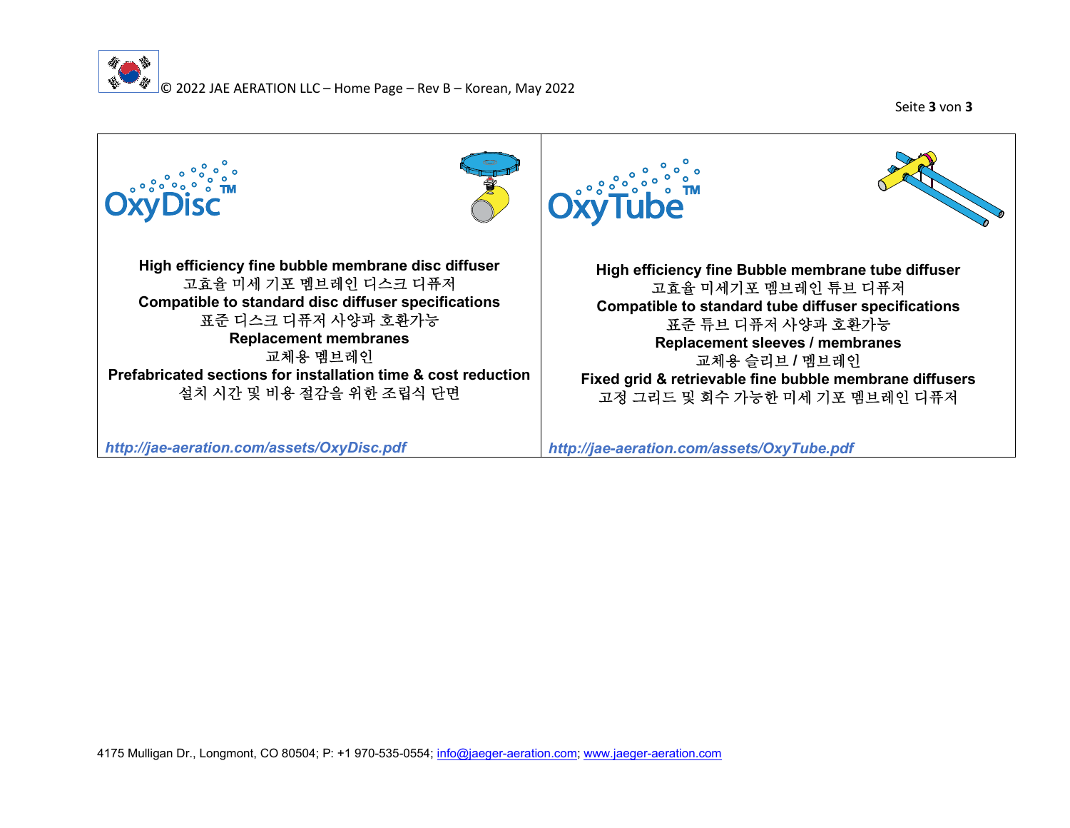## OxyDisc™

**High efficiency fine bubble membrane disc diffuser**
고효율 미세 기포 멤브레인 디스크 디퓨저
**Compatible to standard disc diffuser specifications**
표준 디스크 디퓨저 사양과 호환가능
**Replacement membranes**
교체용 멤브레인
**Prefabricated sections for installation time & cost reduction**
설치 시간 및 비용 절감을 위한 조립식 단면

***http://jae-aeration.com/assets/OxyDisc.pdf***

## OxyTube™

**High efficiency fine Bubble membrane tube diffuser**
고효율 미세기포 멤브레인 튜브 디퓨저
**Compatible to standard tube diffuser specifications**
표준 튜브 디퓨저 사양과 호환가능
**Replacement sleeves / membranes**
교체용 슬리브 / 멤브레인
**Fixed grid & retrievable fine bubble membrane diffusers**
고정 그리드 및 회수 가능한 미세 기포 멤브레인 디퓨저

***http://jae-aeration.com/assets/OxyTube.pdf***

4175 Mulligan Dr., Longmont, CO 80504; P: +1 970-535-0554; info@jaeger-aeration.com; www.jaeger-aeration.com